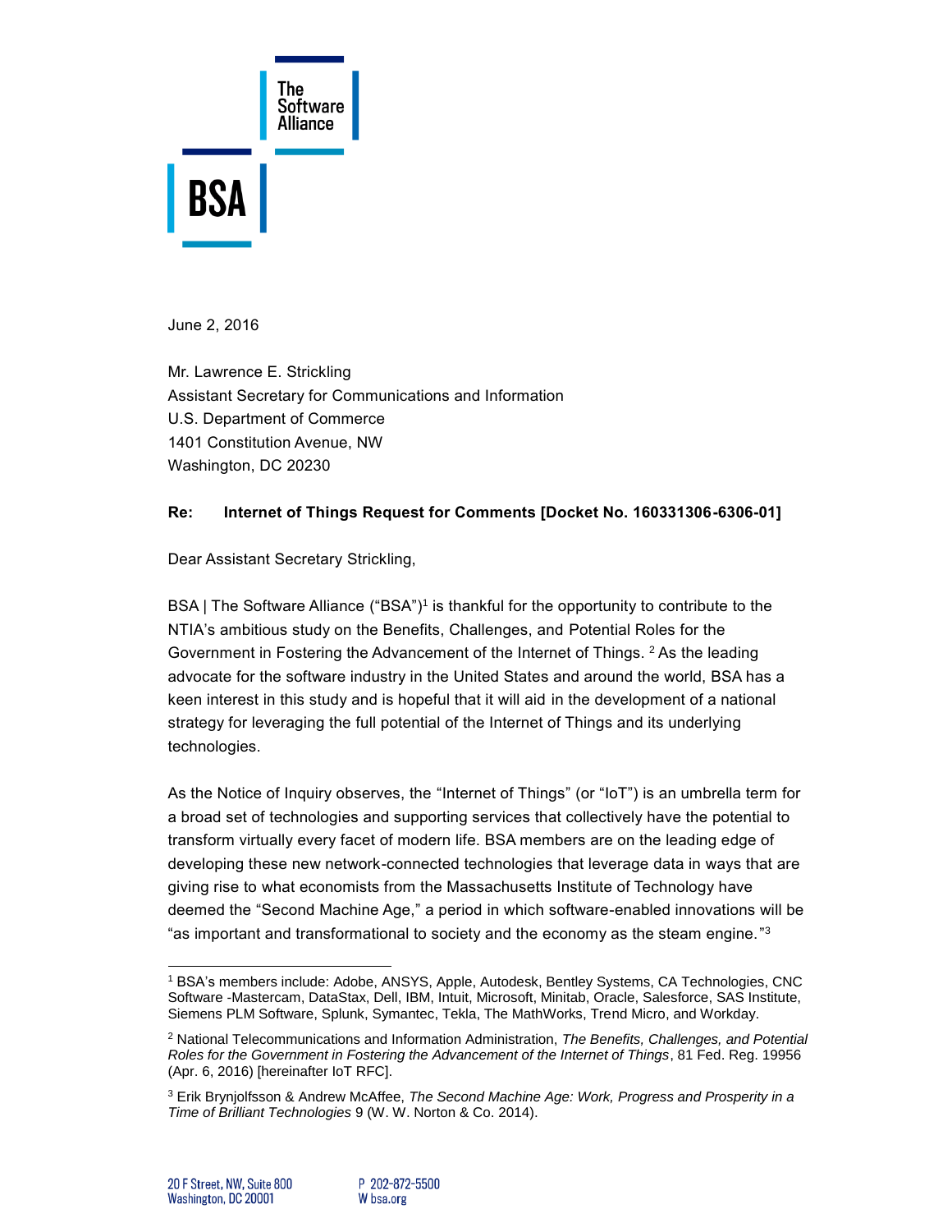June 2, 2016

Mr. Lawrence E. Strickling
Assistant Secretary for Communications and Information
U.S. Department of Commerce
1401 Constitution Avenue, NW
Washington, DC 20230

**Re: Internet of Things Request for Comments [Docket No. 160331306-6306-01]**

Dear Assistant Secretary Strickling,

BSA | The Software Alliance ("BSA")[1] is thankful for the opportunity to contribute to the NTIA's ambitious study on the Benefits, Challenges, and Potential Roles for the Government in Fostering the Advancement of the Internet of Things. [2] As the leading advocate for the software industry in the United States and around the world, BSA has a keen interest in this study and is hopeful that it will aid in the development of a national strategy for leveraging the full potential of the Internet of Things and its underlying technologies.

As the Notice of Inquiry observes, the "Internet of Things" (or "IoT") is an umbrella term for a broad set of technologies and supporting services that collectively have the potential to transform virtually every facet of modern life. BSA members are on the leading edge of developing these new network-connected technologies that leverage data in ways that are giving rise to what economists from the Massachusetts Institute of Technology have deemed the "Second Machine Age," a period in which software-enabled innovations will be "as important and transformational to society and the economy as the steam engine."[3]

---

[1] BSA's members include: Adobe, ANSYS, Apple, Autodesk, Bentley Systems, CA Technologies, CNC Software -Mastercam, DataStax, Dell, IBM, Intuit, Microsoft, Minitab, Oracle, Salesforce, SAS Institute, Siemens PLM Software, Splunk, Symantec, Tekla, The MathWorks, Trend Micro, and Workday.

[2] National Telecommunications and Information Administration, *The Benefits, Challenges, and Potential Roles for the Government in Fostering the Advancement of the Internet of Things*, 81 Fed. Reg. 19956 (Apr. 6, 2016) [hereinafter IoT RFC].

[3] Erik Brynjolfsson & Andrew McAffee, *The Second Machine Age: Work, Progress and Prosperity in a Time of Brilliant Technologies* 9 (W. W. Norton & Co. 2014).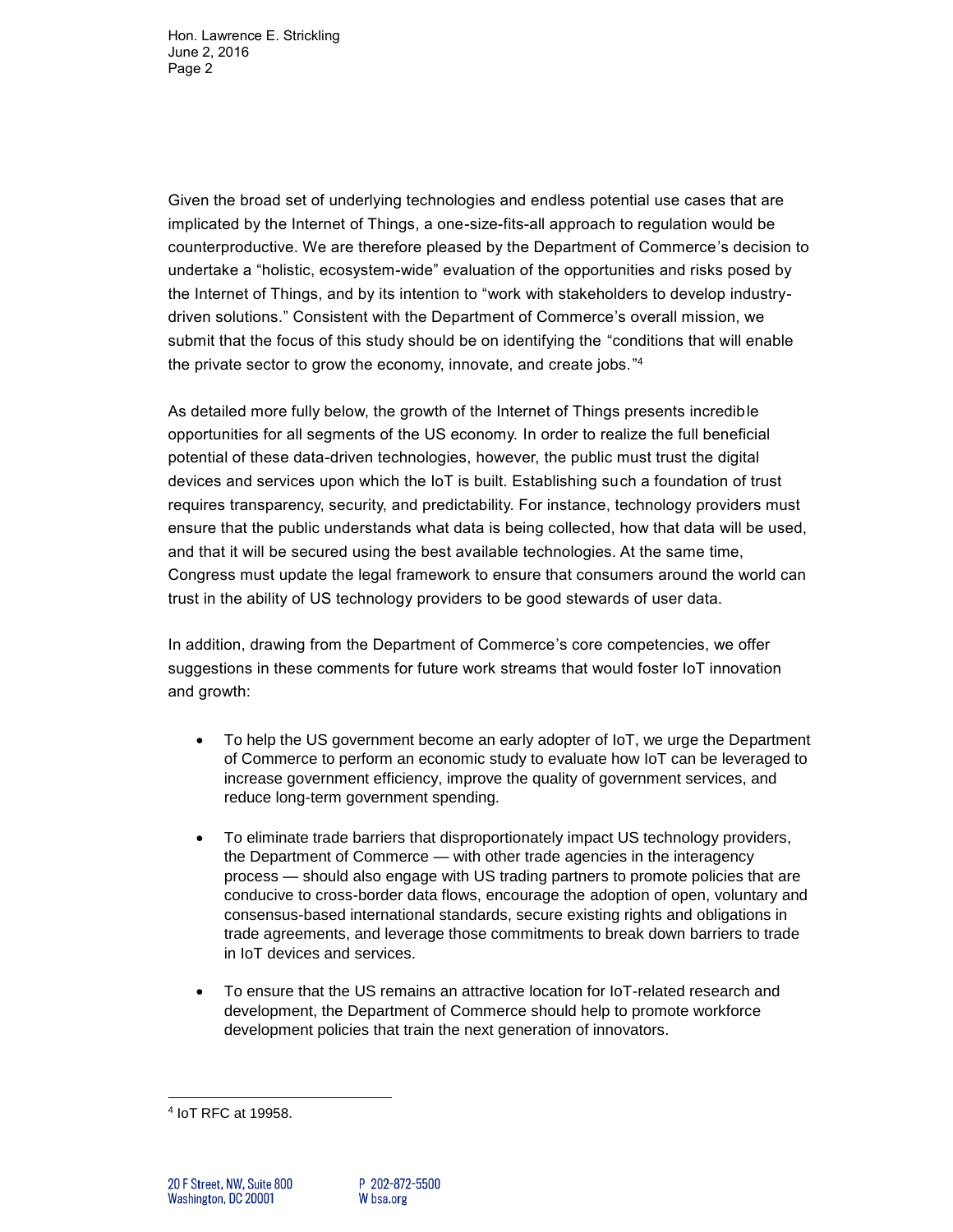Given the broad set of underlying technologies and endless potential use cases that are implicated by the Internet of Things, a one-size-fits-all approach to regulation would be counterproductive. We are therefore pleased by the Department of Commerce's decision to undertake a "holistic, ecosystem-wide" evaluation of the opportunities and risks posed by the Internet of Things, and by its intention to "work with stakeholders to develop industry-driven solutions." Consistent with the Department of Commerce's overall mission, we submit that the focus of this study should be on identifying the "conditions that will enable the private sector to grow the economy, innovate, and create jobs."[4]

As detailed more fully below, the growth of the Internet of Things presents incredible opportunities for all segments of the US economy. In order to realize the full beneficial potential of these data-driven technologies, however, the public must trust the digital devices and services upon which the IoT is built. Establishing such a foundation of trust requires transparency, security, and predictability. For instance, technology providers must ensure that the public understands what data is being collected, how that data will be used, and that it will be secured using the best available technologies. At the same time, Congress must update the legal framework to ensure that consumers around the world can trust in the ability of US technology providers to be good stewards of user data.

In addition, drawing from the Department of Commerce's core competencies, we offer suggestions in these comments for future work streams that would foster IoT innovation and growth:

- To help the US government become an early adopter of IoT, we urge the Department of Commerce to perform an economic study to evaluate how IoT can be leveraged to increase government efficiency, improve the quality of government services, and reduce long-term government spending.

- To eliminate trade barriers that disproportionately impact US technology providers, the Department of Commerce — with other trade agencies in the interagency process — should also engage with US trading partners to promote policies that are conducive to cross-border data flows, encourage the adoption of open, voluntary and consensus-based international standards, secure existing rights and obligations in trade agreements, and leverage those commitments to break down barriers to trade in IoT devices and services.

- To ensure that the US remains an attractive location for IoT-related research and development, the Department of Commerce should help to promote workforce development policies that train the next generation of innovators.

---

[4] IoT RFC at 19958.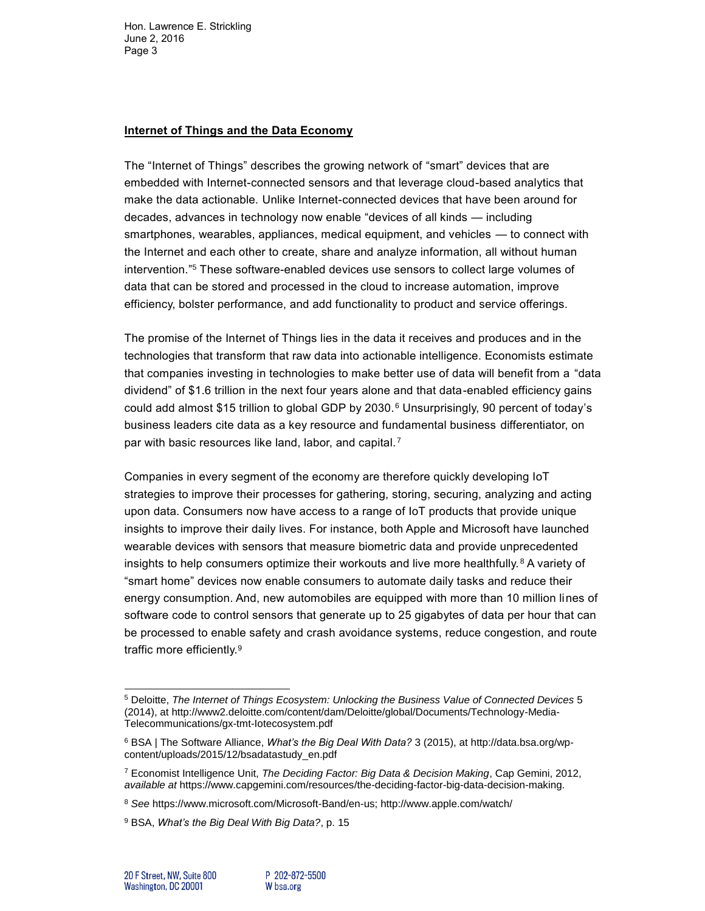## Internet of Things and the Data Economy

The "Internet of Things" describes the growing network of "smart" devices that are embedded with Internet-connected sensors and that leverage cloud-based analytics that make the data actionable. Unlike Internet-connected devices that have been around for decades, advances in technology now enable "devices of all kinds — including smartphones, wearables, appliances, medical equipment, and vehicles — to connect with the Internet and each other to create, share and analyze information, all without human intervention."[5] These software-enabled devices use sensors to collect large volumes of data that can be stored and processed in the cloud to increase automation, improve efficiency, bolster performance, and add functionality to product and service offerings.

The promise of the Internet of Things lies in the data it receives and produces and in the technologies that transform that raw data into actionable intelligence. Economists estimate that companies investing in technologies to make better use of data will benefit from a "data dividend" of $1.6 trillion in the next four years alone and that data-enabled efficiency gains could add almost $15 trillion to global GDP by 2030.[6] Unsurprisingly, 90 percent of today's business leaders cite data as a key resource and fundamental business differentiator, on par with basic resources like land, labor, and capital.[7]

Companies in every segment of the economy are therefore quickly developing IoT strategies to improve their processes for gathering, storing, securing, analyzing and acting upon data. Consumers now have access to a range of IoT products that provide unique insights to improve their daily lives. For instance, both Apple and Microsoft have launched wearable devices with sensors that measure biometric data and provide unprecedented insights to help consumers optimize their workouts and live more healthfully.[8] A variety of "smart home" devices now enable consumers to automate daily tasks and reduce their energy consumption. And, new automobiles are equipped with more than 10 million lines of software code to control sensors that generate up to 25 gigabytes of data per hour that can be processed to enable safety and crash avoidance systems, reduce congestion, and route traffic more efficiently.[9]

---

[5] Deloitte, *The Internet of Things Ecosystem: Unlocking the Business Value of Connected Devices* 5 (2014), at http://www2.deloitte.com/content/dam/Deloitte/global/Documents/Technology-Media-Telecommunications/gx-tmt-Iotecosystem.pdf

[6] BSA | The Software Alliance, *What's the Big Deal With Data?* 3 (2015), at http://data.bsa.org/wp-content/uploads/2015/12/bsadatastudy_en.pdf

[7] Economist Intelligence Unit, *The Deciding Factor: Big Data & Decision Making*, Cap Gemini, 2012, *available at* https://www.capgemini.com/resources/the-deciding-factor-big-data-decision-making.

[8] *See* https://www.microsoft.com/Microsoft-Band/en-us; http://www.apple.com/watch/

[9] BSA, *What's the Big Deal With Big Data?*, p. 15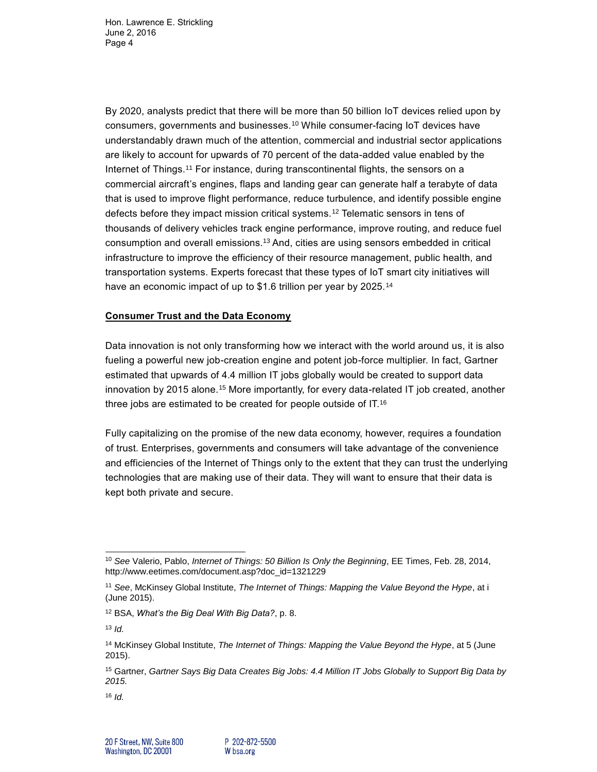By 2020, analysts predict that there will be more than 50 billion IoT devices relied upon by consumers, governments and businesses.[10] While consumer-facing IoT devices have understandably drawn much of the attention, commercial and industrial sector applications are likely to account for upwards of 70 percent of the data-added value enabled by the Internet of Things.[11] For instance, during transcontinental flights, the sensors on a commercial aircraft's engines, flaps and landing gear can generate half a terabyte of data that is used to improve flight performance, reduce turbulence, and identify possible engine defects before they impact mission critical systems.[12] Telematic sensors in tens of thousands of delivery vehicles track engine performance, improve routing, and reduce fuel consumption and overall emissions.[13] And, cities are using sensors embedded in critical infrastructure to improve the efficiency of their resource management, public health, and transportation systems. Experts forecast that these types of IoT smart city initiatives will have an economic impact of up to $1.6 trillion per year by 2025.[14]

**Consumer Trust and the Data Economy**

Data innovation is not only transforming how we interact with the world around us, it is also fueling a powerful new job-creation engine and potent job-force multiplier. In fact, Gartner estimated that upwards of 4.4 million IT jobs globally would be created to support data innovation by 2015 alone.[15] More importantly, for every data-related IT job created, another three jobs are estimated to be created for people outside of IT.[16]

Fully capitalizing on the promise of the new data economy, however, requires a foundation of trust. Enterprises, governments and consumers will take advantage of the convenience and efficiencies of the Internet of Things only to the extent that they can trust the underlying technologies that are making use of their data. They will want to ensure that their data is kept both private and secure.

---

[10] *See* Valerio, Pablo, *Internet of Things: 50 Billion Is Only the Beginning*, EE Times, Feb. 28, 2014, http://www.eetimes.com/document.asp?doc_id=1321229

[11] *See*, McKinsey Global Institute, *The Internet of Things: Mapping the Value Beyond the Hype*, at i (June 2015).

[12] BSA, *What's the Big Deal With Big Data?*, p. 8.

[13] *Id.*

[14] McKinsey Global Institute, *The Internet of Things: Mapping the Value Beyond the Hype*, at 5 (June 2015).

[15] Gartner, *Gartner Says Big Data Creates Big Jobs: 4.4 Million IT Jobs Globally to Support Big Data by 2015.*

[16] *Id.*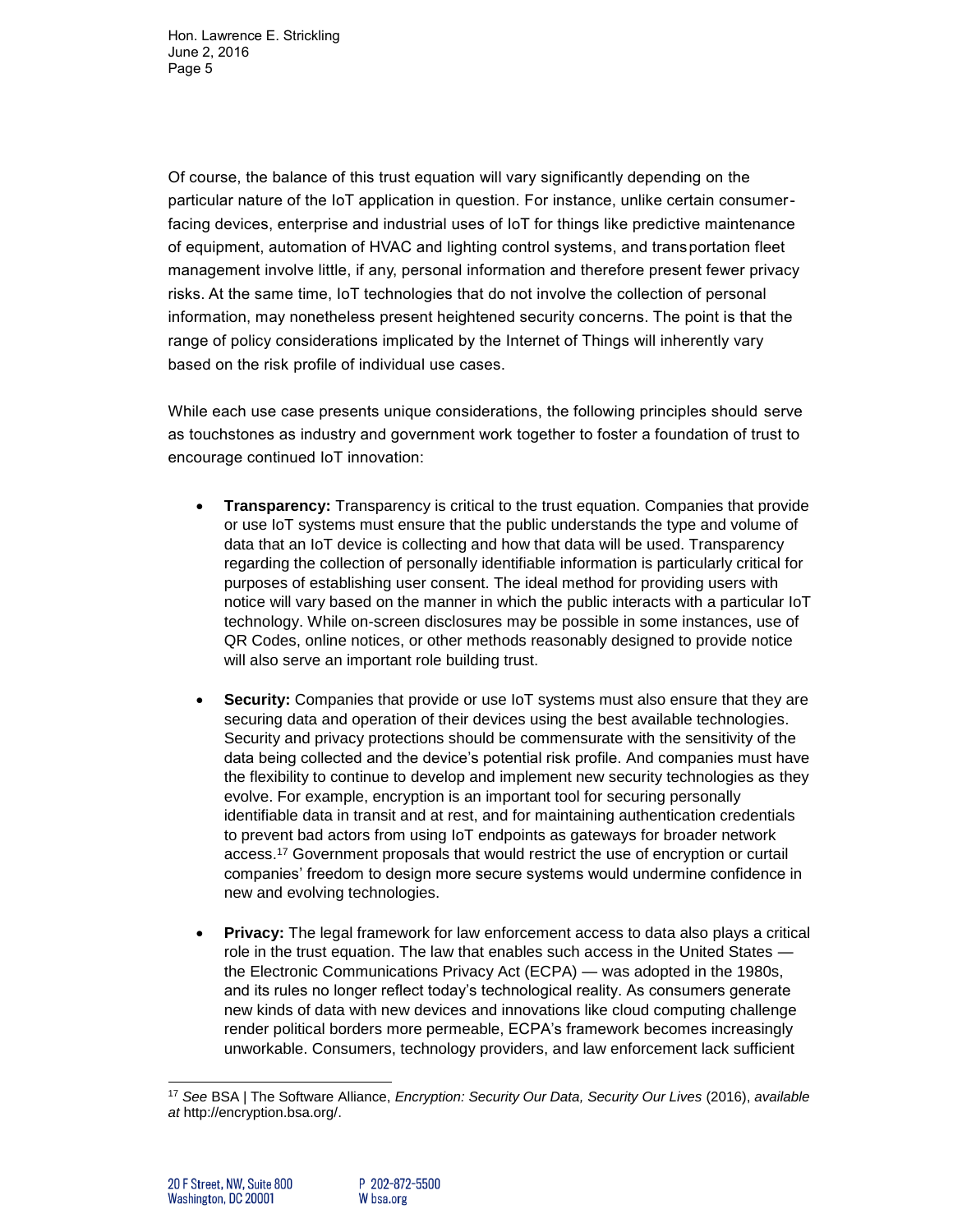Of course, the balance of this trust equation will vary significantly depending on the particular nature of the IoT application in question. For instance, unlike certain consumer-facing devices, enterprise and industrial uses of IoT for things like predictive maintenance of equipment, automation of HVAC and lighting control systems, and transportation fleet management involve little, if any, personal information and therefore present fewer privacy risks. At the same time, IoT technologies that do not involve the collection of personal information, may nonetheless present heightened security concerns. The point is that the range of policy considerations implicated by the Internet of Things will inherently vary based on the risk profile of individual use cases.

While each use case presents unique considerations, the following principles should serve as touchstones as industry and government work together to foster a foundation of trust to encourage continued IoT innovation:

- **Transparency:** Transparency is critical to the trust equation. Companies that provide or use IoT systems must ensure that the public understands the type and volume of data that an IoT device is collecting and how that data will be used. Transparency regarding the collection of personally identifiable information is particularly critical for purposes of establishing user consent. The ideal method for providing users with notice will vary based on the manner in which the public interacts with a particular IoT technology. While on-screen disclosures may be possible in some instances, use of QR Codes, online notices, or other methods reasonably designed to provide notice will also serve an important role building trust.

- **Security:** Companies that provide or use IoT systems must also ensure that they are securing data and operation of their devices using the best available technologies. Security and privacy protections should be commensurate with the sensitivity of the data being collected and the device's potential risk profile. And companies must have the flexibility to continue to develop and implement new security technologies as they evolve. For example, encryption is an important tool for securing personally identifiable data in transit and at rest, and for maintaining authentication credentials to prevent bad actors from using IoT endpoints as gateways for broader network access.[17] Government proposals that would restrict the use of encryption or curtail companies' freedom to design more secure systems would undermine confidence in new and evolving technologies.

- **Privacy:** The legal framework for law enforcement access to data also plays a critical role in the trust equation. The law that enables such access in the United States — the Electronic Communications Privacy Act (ECPA) — was adopted in the 1980s, and its rules no longer reflect today's technological reality. As consumers generate new kinds of data with new devices and innovations like cloud computing challenge render political borders more permeable, ECPA's framework becomes increasingly unworkable. Consumers, technology providers, and law enforcement lack sufficient

---

[17] *See* BSA | The Software Alliance, *Encryption: Security Our Data, Security Our Lives* (2016), *available at* http://encryption.bsa.org/.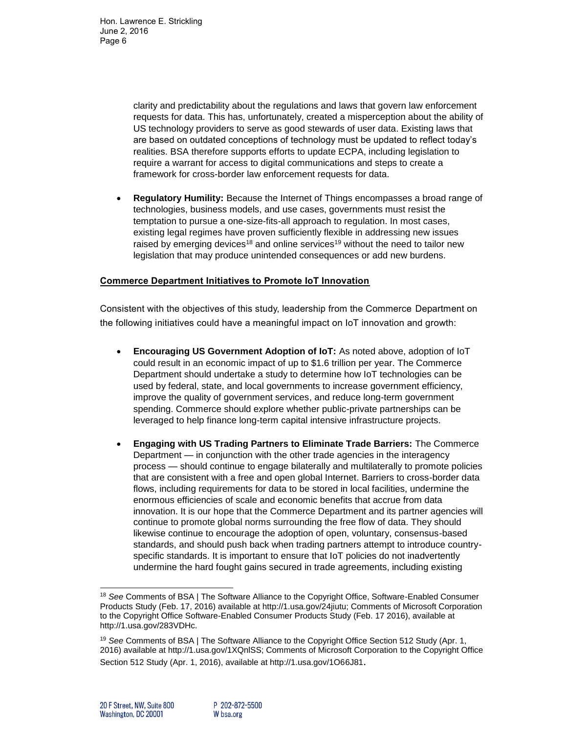clarity and predictability about the regulations and laws that govern law enforcement requests for data. This has, unfortunately, created a misperception about the ability of US technology providers to serve as good stewards of user data. Existing laws that are based on outdated conceptions of technology must be updated to reflect today's realities. BSA therefore supports efforts to update ECPA, including legislation to require a warrant for access to digital communications and steps to create a framework for cross-border law enforcement requests for data.

- **Regulatory Humility:** Because the Internet of Things encompasses a broad range of technologies, business models, and use cases, governments must resist the temptation to pursue a one-size-fits-all approach to regulation. In most cases, existing legal regimes have proven sufficiently flexible in addressing new issues raised by emerging devices[18] and online services[19] without the need to tailor new legislation that may produce unintended consequences or add new burdens.

**Commerce Department Initiatives to Promote IoT Innovation**

Consistent with the objectives of this study, leadership from the Commerce Department on the following initiatives could have a meaningful impact on IoT innovation and growth:

- **Encouraging US Government Adoption of IoT:** As noted above, adoption of IoT could result in an economic impact of up to $1.6 trillion per year. The Commerce Department should undertake a study to determine how IoT technologies can be used by federal, state, and local governments to increase government efficiency, improve the quality of government services, and reduce long-term government spending. Commerce should explore whether public-private partnerships can be leveraged to help finance long-term capital intensive infrastructure projects.

- **Engaging with US Trading Partners to Eliminate Trade Barriers:** The Commerce Department — in conjunction with the other trade agencies in the interagency process — should continue to engage bilaterally and multilaterally to promote policies that are consistent with a free and open global Internet. Barriers to cross-border data flows, including requirements for data to be stored in local facilities, undermine the enormous efficiencies of scale and economic benefits that accrue from data innovation. It is our hope that the Commerce Department and its partner agencies will continue to promote global norms surrounding the free flow of data. They should likewise continue to encourage the adoption of open, voluntary, consensus-based standards, and should push back when trading partners attempt to introduce country-specific standards. It is important to ensure that IoT policies do not inadvertently undermine the hard fought gains secured in trade agreements, including existing

---

[18] *See* Comments of BSA | The Software Alliance to the Copyright Office, Software-Enabled Consumer Products Study (Feb. 17, 2016) available at http://1.usa.gov/24jiutu; Comments of Microsoft Corporation to the Copyright Office Software-Enabled Consumer Products Study (Feb. 17 2016), available at http://1.usa.gov/283VDHc.

[19] *See* Comments of BSA | The Software Alliance to the Copyright Office Section 512 Study (Apr. 1, 2016) available at http://1.usa.gov/1XQnlSS; Comments of Microsoft Corporation to the Copyright Office Section 512 Study (Apr. 1, 2016), available at http://1.usa.gov/1O66J81.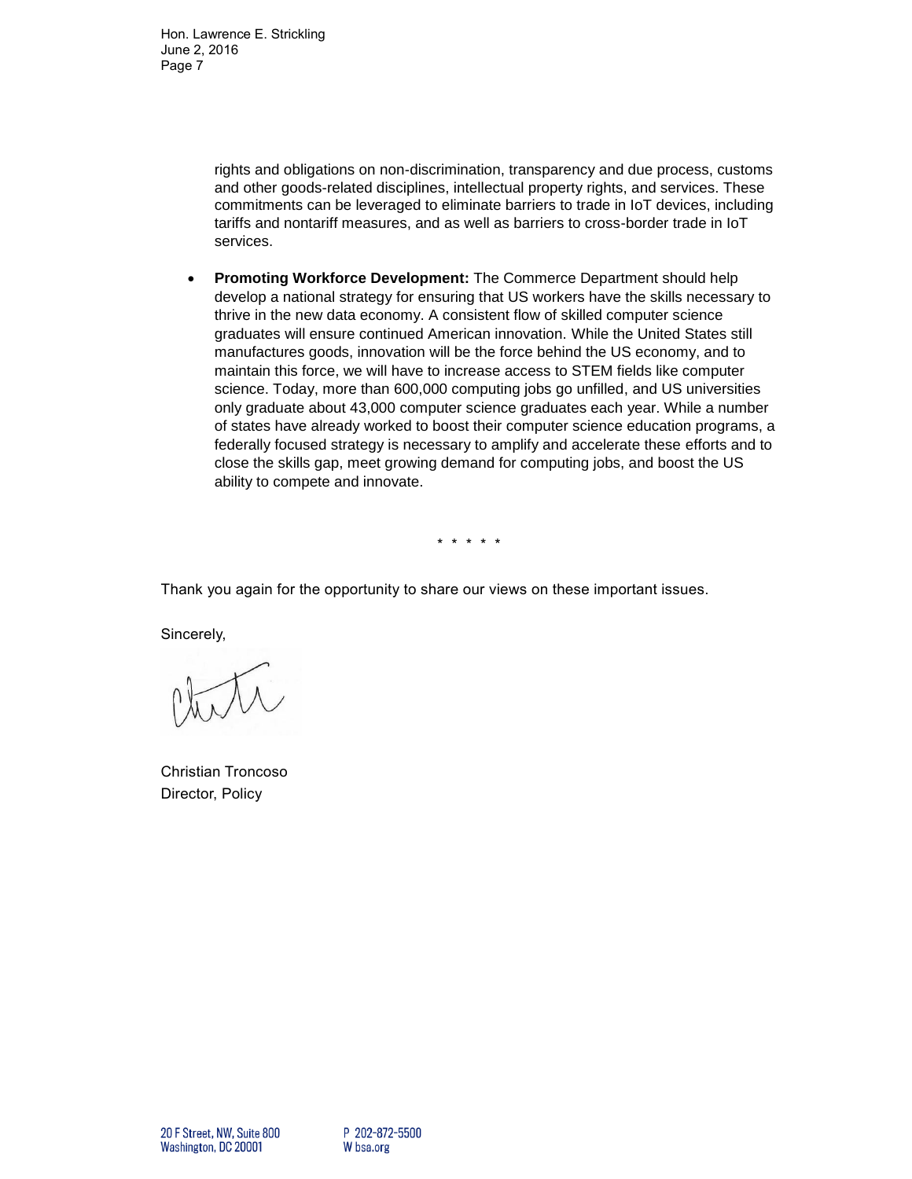rights and obligations on non-discrimination, transparency and due process, customs and other goods-related disciplines, intellectual property rights, and services. These commitments can be leveraged to eliminate barriers to trade in IoT devices, including tariffs and nontariff measures, and as well as barriers to cross-border trade in IoT services.

- **Promoting Workforce Development:** The Commerce Department should help develop a national strategy for ensuring that US workers have the skills necessary to thrive in the new data economy. A consistent flow of skilled computer science graduates will ensure continued American innovation. While the United States still manufactures goods, innovation will be the force behind the US economy, and to maintain this force, we will have to increase access to STEM fields like computer science. Today, more than 600,000 computing jobs go unfilled, and US universities only graduate about 43,000 computer science graduates each year. While a number of states have already worked to boost their computer science education programs, a federally focused strategy is necessary to amplify and accelerate these efforts and to close the skills gap, meet growing demand for computing jobs, and boost the US ability to compete and innovate.

\* \* \* \* \*

Thank you again for the opportunity to share our views on these important issues.

Sincerely,

Christian Troncoso
Director, Policy